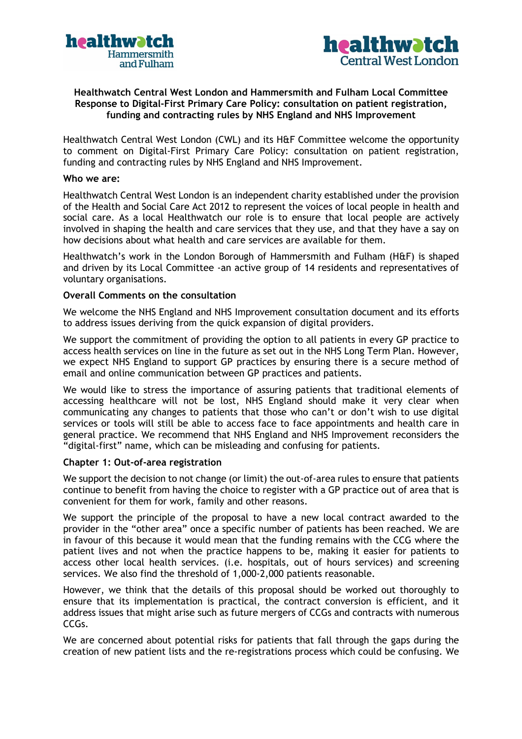**Healthwatch Central West London and Hammersmith and Fulham Local Committee Response to Digital-First Primary Care Policy: consultation on patient registration, funding and contracting rules by NHS England and NHS Improvement**

Healthwatch Central West London (CWL) and its H&F Committee welcome the opportunity to comment on Digital-First Primary Care Policy: consultation on patient registration, funding and contracting rules by NHS England and NHS Improvement.

**Who we are:**

Healthwatch Central West London is an independent charity established under the provision of the Health and Social Care Act 2012 to represent the voices of local people in health and social care. As a local Healthwatch our role is to ensure that local people are actively involved in shaping the health and care services that they use, and that they have a say on how decisions about what health and care services are available for them.

Healthwatch's work in the London Borough of Hammersmith and Fulham (H&F) is shaped and driven by its Local Committee -an active group of 14 residents and representatives of voluntary organisations.

**Overall Comments on the consultation**

We welcome the NHS England and NHS Improvement consultation document and its efforts to address issues deriving from the quick expansion of digital providers.

We support the commitment of providing the option to all patients in every GP practice to access health services on line in the future as set out in the NHS Long Term Plan. However, we expect NHS England to support GP practices by ensuring there is a secure method of email and online communication between GP practices and patients.

We would like to stress the importance of assuring patients that traditional elements of accessing healthcare will not be lost, NHS England should make it very clear when communicating any changes to patients that those who can't or don't wish to use digital services or tools will still be able to access face to face appointments and health care in general practice. We recommend that NHS England and NHS Improvement reconsiders the "digital-first" name, which can be misleading and confusing for patients.

**Chapter 1: Out-of-area registration**

We support the decision to not change (or limit) the out-of-area rules to ensure that patients continue to benefit from having the choice to register with a GP practice out of area that is convenient for them for work, family and other reasons.

We support the principle of the proposal to have a new local contract awarded to the provider in the "other area" once a specific number of patients has been reached. We are in favour of this because it would mean that the funding remains with the CCG where the patient lives and not when the practice happens to be, making it easier for patients to access other local health services. (i.e. hospitals, out of hours services) and screening services. We also find the threshold of 1,000-2,000 patients reasonable.

However, we think that the details of this proposal should be worked out thoroughly to ensure that its implementation is practical, the contract conversion is efficient, and it address issues that might arise such as future mergers of CCGs and contracts with numerous CCGs.

We are concerned about potential risks for patients that fall through the gaps during the creation of new patient lists and the re-registrations process which could be confusing. We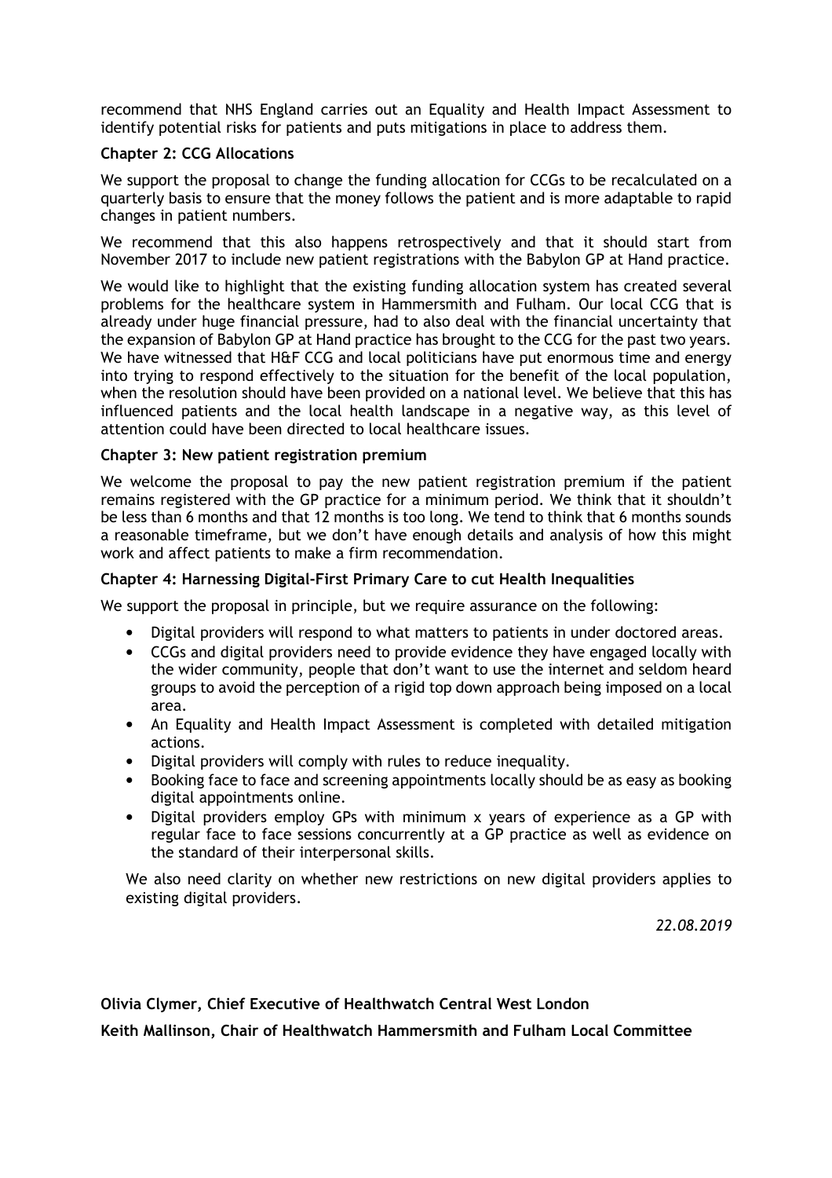recommend that NHS England carries out an Equality and Health Impact Assessment to identify potential risks for patients and puts mitigations in place to address them.

**Chapter 2: CCG Allocations**

We support the proposal to change the funding allocation for CCGs to be recalculated on a quarterly basis to ensure that the money follows the patient and is more adaptable to rapid changes in patient numbers.

We recommend that this also happens retrospectively and that it should start from November 2017 to include new patient registrations with the Babylon GP at Hand practice.

We would like to highlight that the existing funding allocation system has created several problems for the healthcare system in Hammersmith and Fulham. Our local CCG that is already under huge financial pressure, had to also deal with the financial uncertainty that the expansion of Babylon GP at Hand practice has brought to the CCG for the past two years. We have witnessed that H&F CCG and local politicians have put enormous time and energy into trying to respond effectively to the situation for the benefit of the local population, when the resolution should have been provided on a national level. We believe that this has influenced patients and the local health landscape in a negative way, as this level of attention could have been directed to local healthcare issues.

**Chapter 3: New patient registration premium**

We welcome the proposal to pay the new patient registration premium if the patient remains registered with the GP practice for a minimum period. We think that it shouldn't be less than 6 months and that 12 months is too long. We tend to think that 6 months sounds a reasonable timeframe, but we don't have enough details and analysis of how this might work and affect patients to make a firm recommendation.

**Chapter 4: Harnessing Digital-First Primary Care to cut Health Inequalities**

We support the proposal in principle, but we require assurance on the following:

- Digital providers will respond to what matters to patients in under doctored areas.
- CCGs and digital providers need to provide evidence they have engaged locally with the wider community, people that don't want to use the internet and seldom heard groups to avoid the perception of a rigid top down approach being imposed on a local area.
- An Equality and Health Impact Assessment is completed with detailed mitigation actions.
- Digital providers will comply with rules to reduce inequality.
- Booking face to face and screening appointments locally should be as easy as booking digital appointments online.
- Digital providers employ GPs with minimum x years of experience as a GP with regular face to face sessions concurrently at a GP practice as well as evidence on the standard of their interpersonal skills.

We also need clarity on whether new restrictions on new digital providers applies to existing digital providers.

*22.08.2019*

**Olivia Clymer, Chief Executive of Healthwatch Central West London**

**Keith Mallinson, Chair of Healthwatch Hammersmith and Fulham Local Committee**